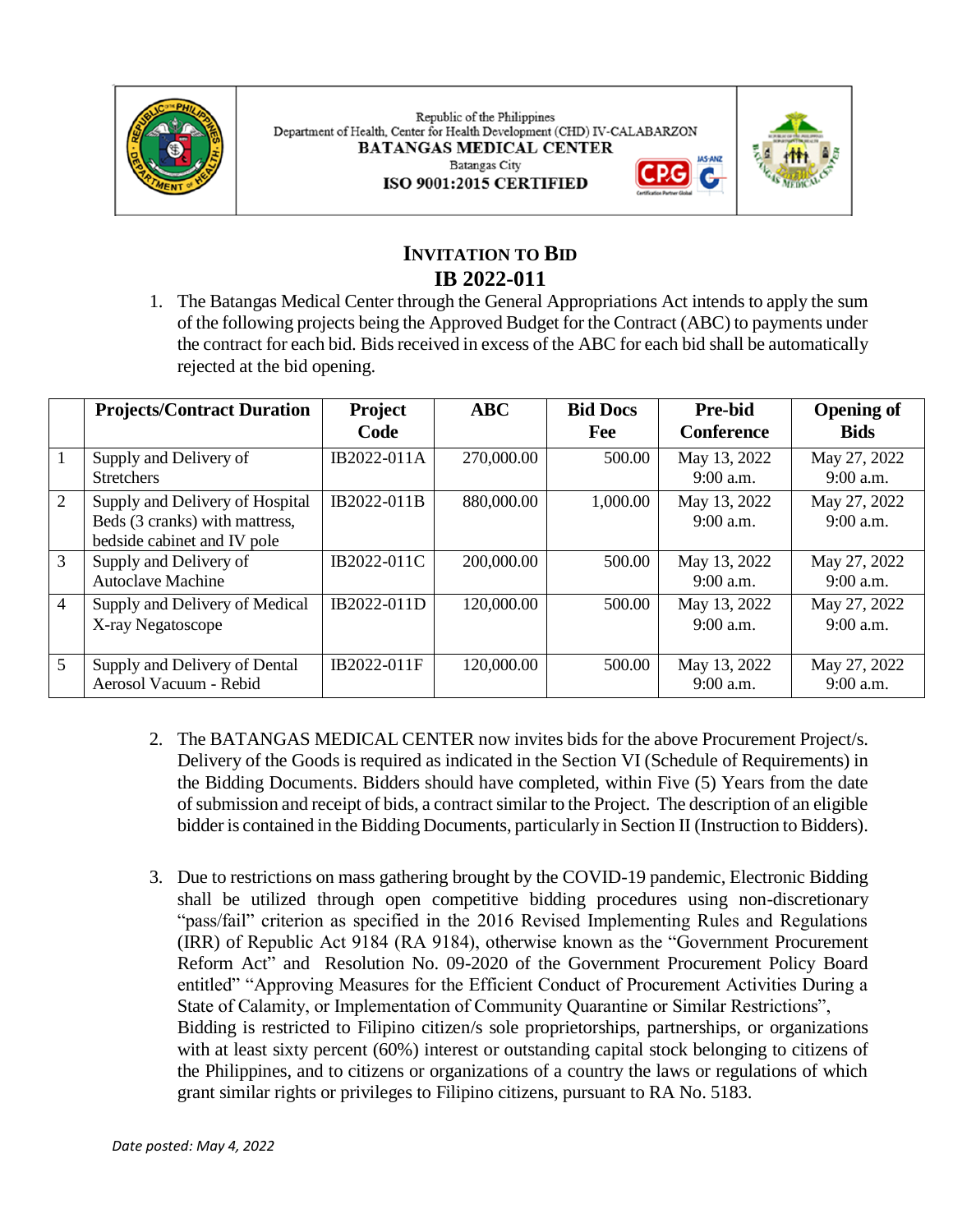Republic of the Philippines
Department of Health, Center for Health Development (CHD) IV-CALABARZON
**BATANGAS MEDICAL CENTER**
Batangas City
**ISO 9001:2015 CERTIFIED**

# INVITATION TO BID
## IB 2022-011

1. The Batangas Medical Center through the General Appropriations Act intends to apply the sum of the following projects being the Approved Budget for the Contract (ABC) to payments under the contract for each bid. Bids received in excess of the ABC for each bid shall be automatically rejected at the bid opening.

| | Projects/Contract Duration | Project Code | ABC | Bid Docs Fee | Pre-bid Conference | Opening of Bids |
|---|---|---|---|---|---|---|
| 1 | Supply and Delivery of Stretchers | IB2022-011A | 270,000.00 | 500.00 | May 13, 2022 9:00 a.m. | May 27, 2022 9:00 a.m. |
| 2 | Supply and Delivery of Hospital Beds (3 cranks) with mattress, bedside cabinet and IV pole | IB2022-011B | 880,000.00 | 1,000.00 | May 13, 2022 9:00 a.m. | May 27, 2022 9:00 a.m. |
| 3 | Supply and Delivery of Autoclave Machine | IB2022-011C | 200,000.00 | 500.00 | May 13, 2022 9:00 a.m. | May 27, 2022 9:00 a.m. |
| 4 | Supply and Delivery of Medical X-ray Negatoscope | IB2022-011D | 120,000.00 | 500.00 | May 13, 2022 9:00 a.m. | May 27, 2022 9:00 a.m. |
| 5 | Supply and Delivery of Dental Aerosol Vacuum - Rebid | IB2022-011F | 120,000.00 | 500.00 | May 13, 2022 9:00 a.m. | May 27, 2022 9:00 a.m. |

2. The BATANGAS MEDICAL CENTER now invites bids for the above Procurement Project/s. Delivery of the Goods is required as indicated in the Section VI (Schedule of Requirements) in the Bidding Documents. Bidders should have completed, within Five (5) Years from the date of submission and receipt of bids, a contract similar to the Project. The description of an eligible bidder is contained in the Bidding Documents, particularly in Section II (Instruction to Bidders).

3. Due to restrictions on mass gathering brought by the COVID-19 pandemic, Electronic Bidding shall be utilized through open competitive bidding procedures using non-discretionary "pass/fail" criterion as specified in the 2016 Revised Implementing Rules and Regulations (IRR) of Republic Act 9184 (RA 9184), otherwise known as the "Government Procurement Reform Act" and Resolution No. 09-2020 of the Government Procurement Policy Board entitled" "Approving Measures for the Efficient Conduct of Procurement Activities During a State of Calamity, or Implementation of Community Quarantine or Similar Restrictions",
Bidding is restricted to Filipino citizen/s sole proprietorships, partnerships, or organizations with at least sixty percent (60%) interest or outstanding capital stock belonging to citizens of the Philippines, and to citizens or organizations of a country the laws or regulations of which grant similar rights or privileges to Filipino citizens, pursuant to RA No. 5183.

*Date posted: May 4, 2022*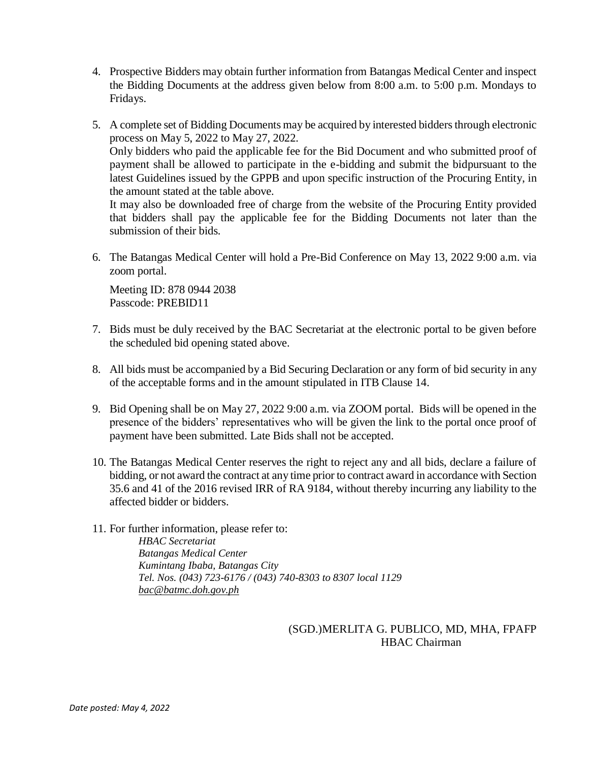4. Prospective Bidders may obtain further information from Batangas Medical Center and inspect the Bidding Documents at the address given below from 8:00 a.m. to 5:00 p.m. Mondays to Fridays.

5. A complete set of Bidding Documents may be acquired by interested bidders through electronic process on May 5, 2022 to May 27, 2022.
   Only bidders who paid the applicable fee for the Bid Document and who submitted proof of payment shall be allowed to participate in the e-bidding and submit the bidpursuant to the latest Guidelines issued by the GPPB and upon specific instruction of the Procuring Entity, in the amount stated at the table above.
   It may also be downloaded free of charge from the website of the Procuring Entity provided that bidders shall pay the applicable fee for the Bidding Documents not later than the submission of their bids.

6. The Batangas Medical Center will hold a Pre-Bid Conference on May 13, 2022 9:00 a.m. via zoom portal.

   Meeting ID: 878 0944 2038
   Passcode: PREBID11

7. Bids must be duly received by the BAC Secretariat at the electronic portal to be given before the scheduled bid opening stated above.

8. All bids must be accompanied by a Bid Securing Declaration or any form of bid security in any of the acceptable forms and in the amount stipulated in ITB Clause 14.

9. Bid Opening shall be on May 27, 2022 9:00 a.m. via ZOOM portal. Bids will be opened in the presence of the bidders' representatives who will be given the link to the portal once proof of payment have been submitted. Late Bids shall not be accepted.

10. The Batangas Medical Center reserves the right to reject any and all bids, declare a failure of bidding, or not award the contract at any time prior to contract award in accordance with Section 35.6 and 41 of the 2016 revised IRR of RA 9184, without thereby incurring any liability to the affected bidder or bidders.

11. For further information, please refer to:
    *HBAC Secretariat*
    *Batangas Medical Center*
    *Kumintang Ibaba, Batangas City*
    *Tel. Nos. (043) 723-6176 / (043) 740-8303 to 8307 local 1129*
    *bac@batmc.doh.gov.ph*

(SGD.)MERLITA G. PUBLICO, MD, MHA, FPAFP
HBAC Chairman

*Date posted: May 4, 2022*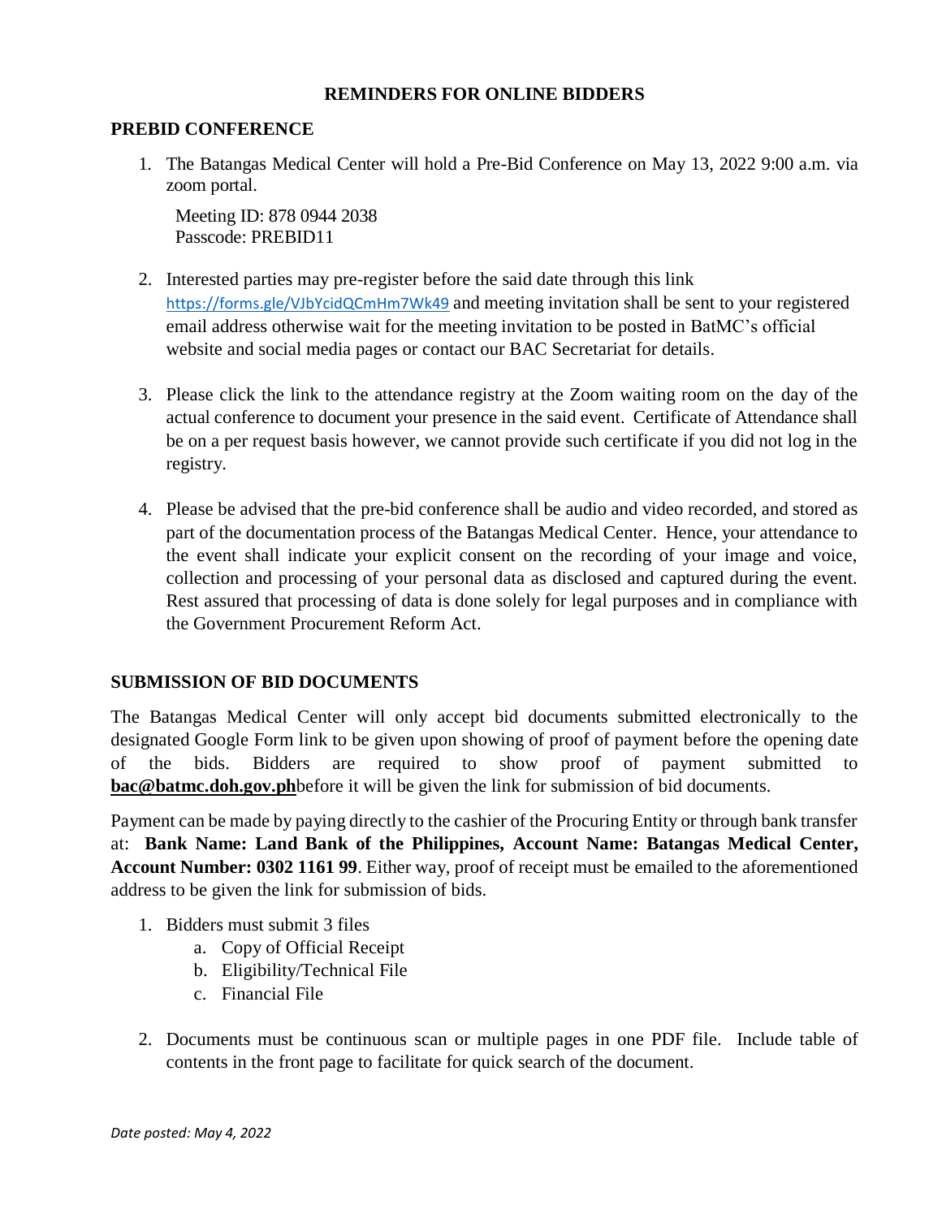## REMINDERS FOR ONLINE BIDDERS

### PREBID CONFERENCE

1. The Batangas Medical Center will hold a Pre-Bid Conference on May 13, 2022 9:00 a.m. via zoom portal.

   Meeting ID: 878 0944 2038
   Passcode: PREBID11

2. Interested parties may pre-register before the said date through this link https://forms.gle/VJbYcidQCmHm7Wk49 and meeting invitation shall be sent to your registered email address otherwise wait for the meeting invitation to be posted in BatMC's official website and social media pages or contact our BAC Secretariat for details.

3. Please click the link to the attendance registry at the Zoom waiting room on the day of the actual conference to document your presence in the said event. Certificate of Attendance shall be on a per request basis however, we cannot provide such certificate if you did not log in the registry.

4. Please be advised that the pre-bid conference shall be audio and video recorded, and stored as part of the documentation process of the Batangas Medical Center. Hence, your attendance to the event shall indicate your explicit consent on the recording of your image and voice, collection and processing of your personal data as disclosed and captured during the event. Rest assured that processing of data is done solely for legal purposes and in compliance with the Government Procurement Reform Act.

### SUBMISSION OF BID DOCUMENTS

The Batangas Medical Center will only accept bid documents submitted electronically to the designated Google Form link to be given upon showing of proof of payment before the opening date of the bids. Bidders are required to show proof of payment submitted to **bac@batmc.doh.gov.ph**before it will be given the link for submission of bid documents.

Payment can be made by paying directly to the cashier of the Procuring Entity or through bank transfer at: **Bank Name: Land Bank of the Philippines, Account Name: Batangas Medical Center, Account Number: 0302 1161 99**. Either way, proof of receipt must be emailed to the aforementioned address to be given the link for submission of bids.

1. Bidders must submit 3 files
   a. Copy of Official Receipt
   b. Eligibility/Technical File
   c. Financial File

2. Documents must be continuous scan or multiple pages in one PDF file. Include table of contents in the front page to facilitate for quick search of the document.

*Date posted: May 4, 2022*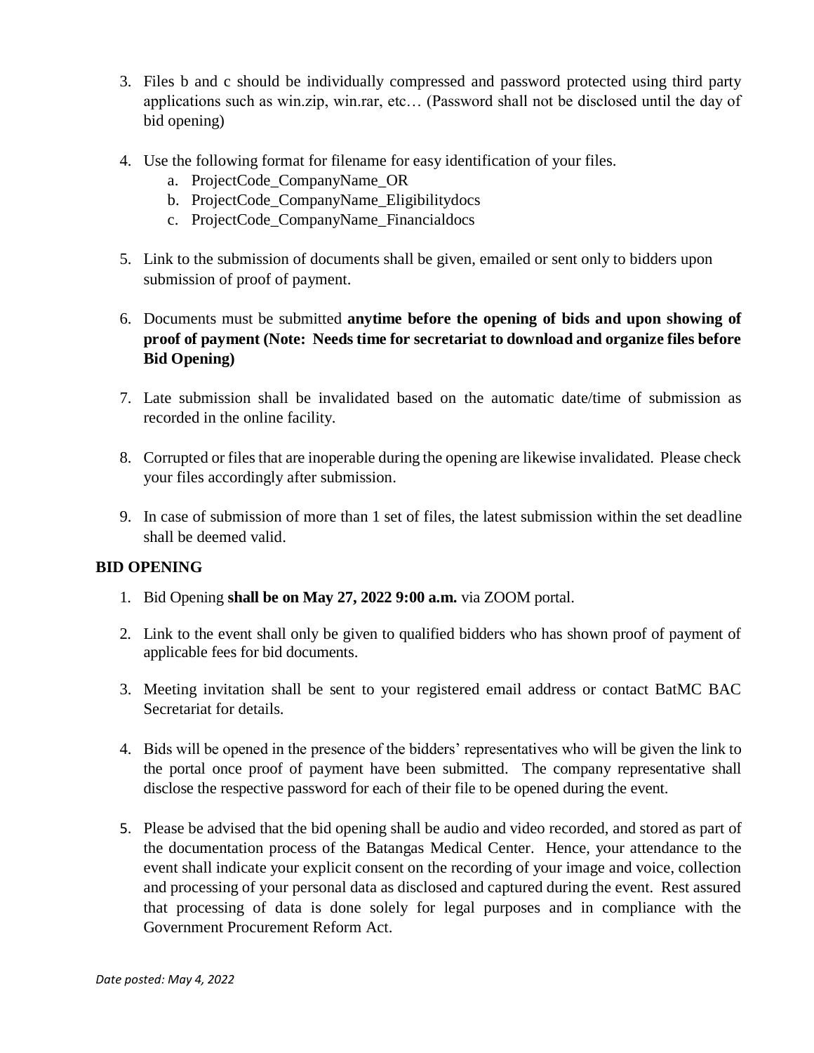3. Files b and c should be individually compressed and password protected using third party applications such as win.zip, win.rar, etc… (Password shall not be disclosed until the day of bid opening)

4. Use the following format for filename for easy identification of your files.
   a. ProjectCode_CompanyName_OR
   b. ProjectCode_CompanyName_Eligibilitydocs
   c. ProjectCode_CompanyName_Financialdocs

5. Link to the submission of documents shall be given, emailed or sent only to bidders upon submission of proof of payment.

6. Documents must be submitted **anytime before the opening of bids and upon showing of proof of payment (Note: Needs time for secretariat to download and organize files before Bid Opening)**

7. Late submission shall be invalidated based on the automatic date/time of submission as recorded in the online facility.

8. Corrupted or files that are inoperable during the opening are likewise invalidated. Please check your files accordingly after submission.

9. In case of submission of more than 1 set of files, the latest submission within the set deadline shall be deemed valid.

**BID OPENING**

1. Bid Opening **shall be on May 27, 2022 9:00 a.m.** via ZOOM portal.

2. Link to the event shall only be given to qualified bidders who has shown proof of payment of applicable fees for bid documents.

3. Meeting invitation shall be sent to your registered email address or contact BatMC BAC Secretariat for details.

4. Bids will be opened in the presence of the bidders' representatives who will be given the link to the portal once proof of payment have been submitted. The company representative shall disclose the respective password for each of their file to be opened during the event.

5. Please be advised that the bid opening shall be audio and video recorded, and stored as part of the documentation process of the Batangas Medical Center. Hence, your attendance to the event shall indicate your explicit consent on the recording of your image and voice, collection and processing of your personal data as disclosed and captured during the event. Rest assured that processing of data is done solely for legal purposes and in compliance with the Government Procurement Reform Act.

*Date posted: May 4, 2022*